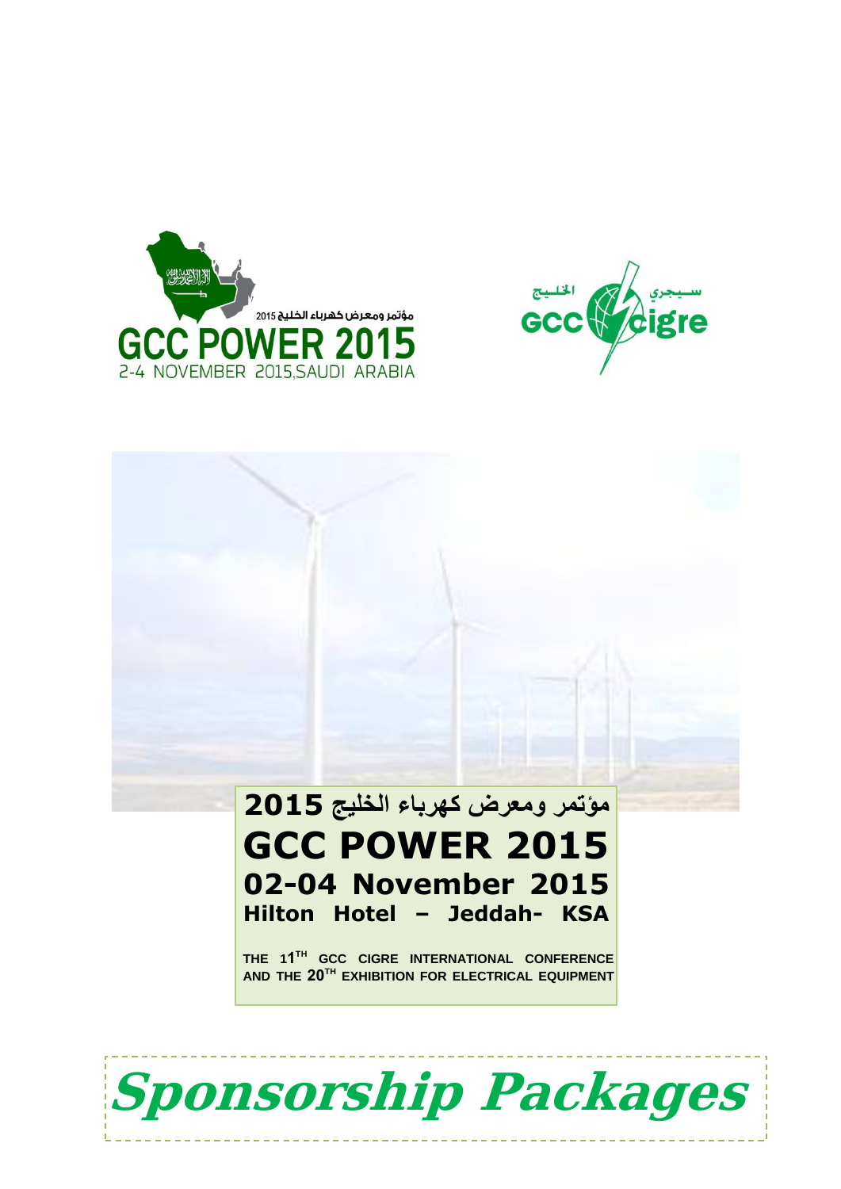مؤتمر ومعرض كهرباء الخليج 2015

# GCC POWER 2015

2-4 NOVEMBER 2015,SAUDI ARABIA

الخليج سيجري

GCC cigre

مؤتمر ومعرض كهرباء الخليج 2015

# GCC POWER 2015

## 02-04 November 2015

### Hilton Hotel – Jeddah- KSA

**THE 11TH GCC CIGRE INTERNATIONAL CONFERENCE AND THE 20TH EXHIBITION FOR ELECTRICAL EQUIPMENT**

# *Sponsorship Packages*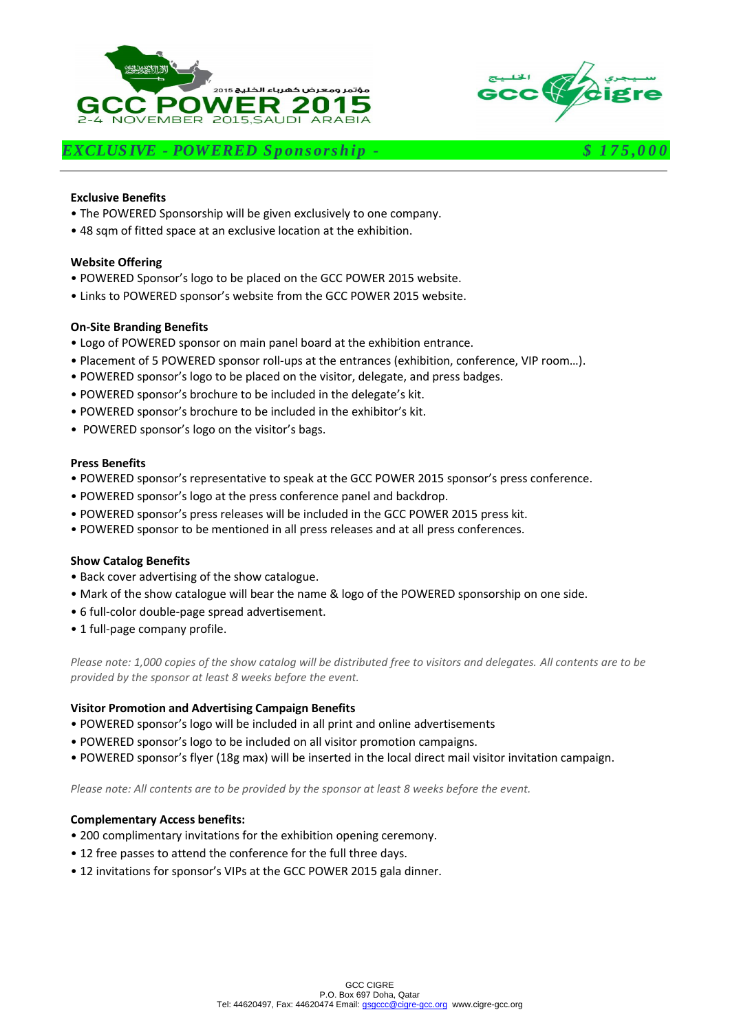## *EXCLUSIVE - POWERED Sponsorship - $ 175,000*

**Exclusive Benefits**

- The POWERED Sponsorship will be given exclusively to one company.
- 48 sqm of fitted space at an exclusive location at the exhibition.

**Website Offering**

- POWERED Sponsor's logo to be placed on the GCC POWER 2015 website.
- Links to POWERED sponsor's website from the GCC POWER 2015 website.

**On-Site Branding Benefits**

- Logo of POWERED sponsor on main panel board at the exhibition entrance.
- Placement of 5 POWERED sponsor roll-ups at the entrances (exhibition, conference, VIP room…).
- POWERED sponsor's logo to be placed on the visitor, delegate, and press badges.
- POWERED sponsor's brochure to be included in the delegate's kit.
- POWERED sponsor's brochure to be included in the exhibitor's kit.
- POWERED sponsor's logo on the visitor's bags.

**Press Benefits**

- POWERED sponsor's representative to speak at the GCC POWER 2015 sponsor's press conference.
- POWERED sponsor's logo at the press conference panel and backdrop.
- POWERED sponsor's press releases will be included in the GCC POWER 2015 press kit.
- POWERED sponsor to be mentioned in all press releases and at all press conferences.

**Show Catalog Benefits**

- Back cover advertising of the show catalogue.
- Mark of the show catalogue will bear the name & logo of the POWERED sponsorship on one side.
- 6 full-color double-page spread advertisement.
- 1 full-page company profile.

*Please note: 1,000 copies of the show catalog will be distributed free to visitors and delegates. All contents are to be provided by the sponsor at least 8 weeks before the event.*

**Visitor Promotion and Advertising Campaign Benefits**

- POWERED sponsor's logo will be included in all print and online advertisements
- POWERED sponsor's logo to be included on all visitor promotion campaigns.
- POWERED sponsor's flyer (18g max) will be inserted in the local direct mail visitor invitation campaign.

*Please note: All contents are to be provided by the sponsor at least 8 weeks before the event.*

**Complementary Access benefits:**

- 200 complimentary invitations for the exhibition opening ceremony.
- 12 free passes to attend the conference for the full three days.
- 12 invitations for sponsor's VIPs at the GCC POWER 2015 gala dinner.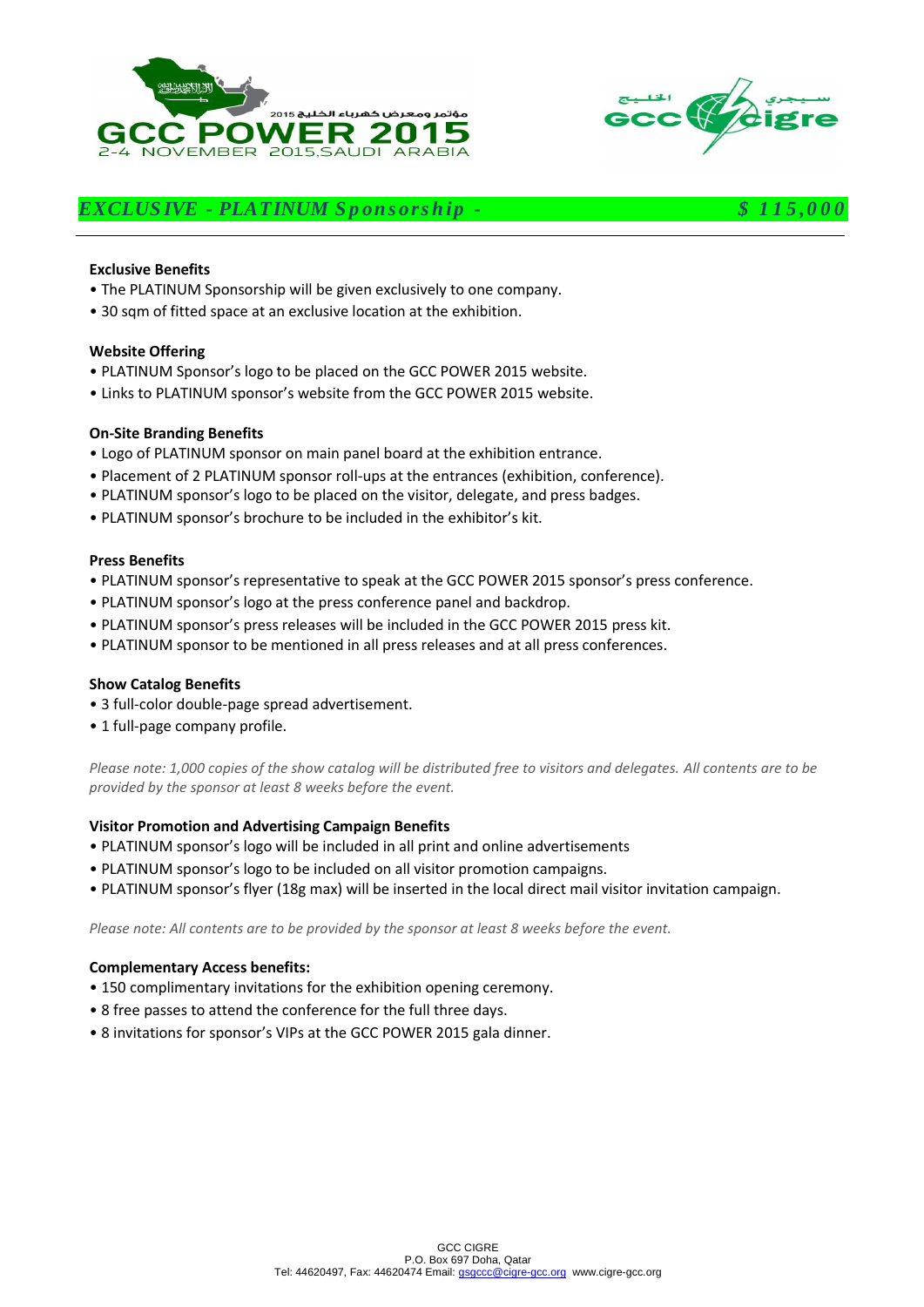## *EXCLUSIVE - PLATINUM Sponsorship - $ 115,000*

**Exclusive Benefits**

- The PLATINUM Sponsorship will be given exclusively to one company.
- 30 sqm of fitted space at an exclusive location at the exhibition.

**Website Offering**

- PLATINUM Sponsor's logo to be placed on the GCC POWER 2015 website.
- Links to PLATINUM sponsor's website from the GCC POWER 2015 website.

**On-Site Branding Benefits**

- Logo of PLATINUM sponsor on main panel board at the exhibition entrance.
- Placement of 2 PLATINUM sponsor roll-ups at the entrances (exhibition, conference).
- PLATINUM sponsor's logo to be placed on the visitor, delegate, and press badges.
- PLATINUM sponsor's brochure to be included in the exhibitor's kit.

**Press Benefits**

- PLATINUM sponsor's representative to speak at the GCC POWER 2015 sponsor's press conference.
- PLATINUM sponsor's logo at the press conference panel and backdrop.
- PLATINUM sponsor's press releases will be included in the GCC POWER 2015 press kit.
- PLATINUM sponsor to be mentioned in all press releases and at all press conferences.

**Show Catalog Benefits**

- 3 full-color double-page spread advertisement.
- 1 full-page company profile.

*Please note: 1,000 copies of the show catalog will be distributed free to visitors and delegates. All contents are to be provided by the sponsor at least 8 weeks before the event.*

**Visitor Promotion and Advertising Campaign Benefits**

- PLATINUM sponsor's logo will be included in all print and online advertisements
- PLATINUM sponsor's logo to be included on all visitor promotion campaigns.
- PLATINUM sponsor's flyer (18g max) will be inserted in the local direct mail visitor invitation campaign.

*Please note: All contents are to be provided by the sponsor at least 8 weeks before the event.*

**Complementary Access benefits:**

- 150 complimentary invitations for the exhibition opening ceremony.
- 8 free passes to attend the conference for the full three days.
- 8 invitations for sponsor's VIPs at the GCC POWER 2015 gala dinner.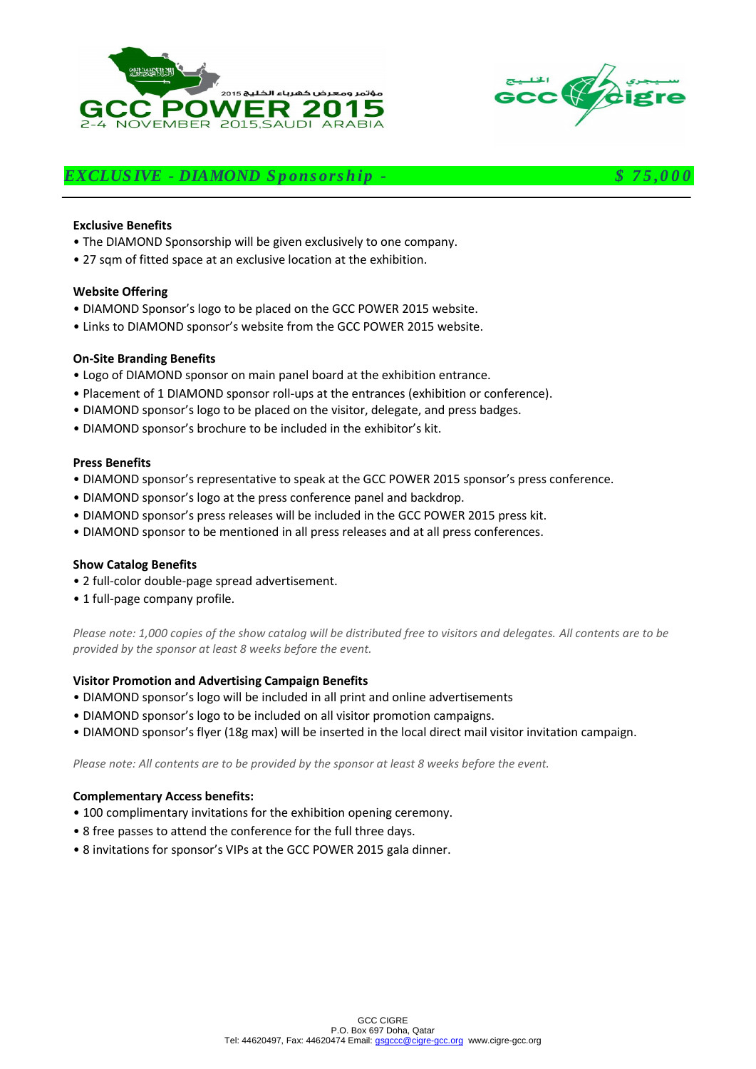GCC POWER 2015

مؤتمر ومعرض كهرباء الخليج 2015

2-4 NOVEMBER 2015,SAUDI ARABIA

## *EXCLUSIVE - DIAMOND Sponsorship - $ 75,000*

**Exclusive Benefits**

- The DIAMOND Sponsorship will be given exclusively to one company.
- 27 sqm of fitted space at an exclusive location at the exhibition.

**Website Offering**

- DIAMOND Sponsor's logo to be placed on the GCC POWER 2015 website.
- Links to DIAMOND sponsor's website from the GCC POWER 2015 website.

**On-Site Branding Benefits**

- Logo of DIAMOND sponsor on main panel board at the exhibition entrance.
- Placement of 1 DIAMOND sponsor roll-ups at the entrances (exhibition or conference).
- DIAMOND sponsor's logo to be placed on the visitor, delegate, and press badges.
- DIAMOND sponsor's brochure to be included in the exhibitor's kit.

**Press Benefits**

- DIAMOND sponsor's representative to speak at the GCC POWER 2015 sponsor's press conference.
- DIAMOND sponsor's logo at the press conference panel and backdrop.
- DIAMOND sponsor's press releases will be included in the GCC POWER 2015 press kit.
- DIAMOND sponsor to be mentioned in all press releases and at all press conferences.

**Show Catalog Benefits**

- 2 full-color double-page spread advertisement.
- 1 full-page company profile.

*Please note: 1,000 copies of the show catalog will be distributed free to visitors and delegates. All contents are to be provided by the sponsor at least 8 weeks before the event.*

**Visitor Promotion and Advertising Campaign Benefits**

- DIAMOND sponsor's logo will be included in all print and online advertisements
- DIAMOND sponsor's logo to be included on all visitor promotion campaigns.
- DIAMOND sponsor's flyer (18g max) will be inserted in the local direct mail visitor invitation campaign.

*Please note: All contents are to be provided by the sponsor at least 8 weeks before the event.*

**Complementary Access benefits:**

- 100 complimentary invitations for the exhibition opening ceremony.
- 8 free passes to attend the conference for the full three days.
- 8 invitations for sponsor's VIPs at the GCC POWER 2015 gala dinner.

GCC CIGRE
P.O. Box 697 Doha, Qatar
Tel: 44620497, Fax: 44620474 Email: gsgccc@cigre-gcc.org www.cigre-gcc.org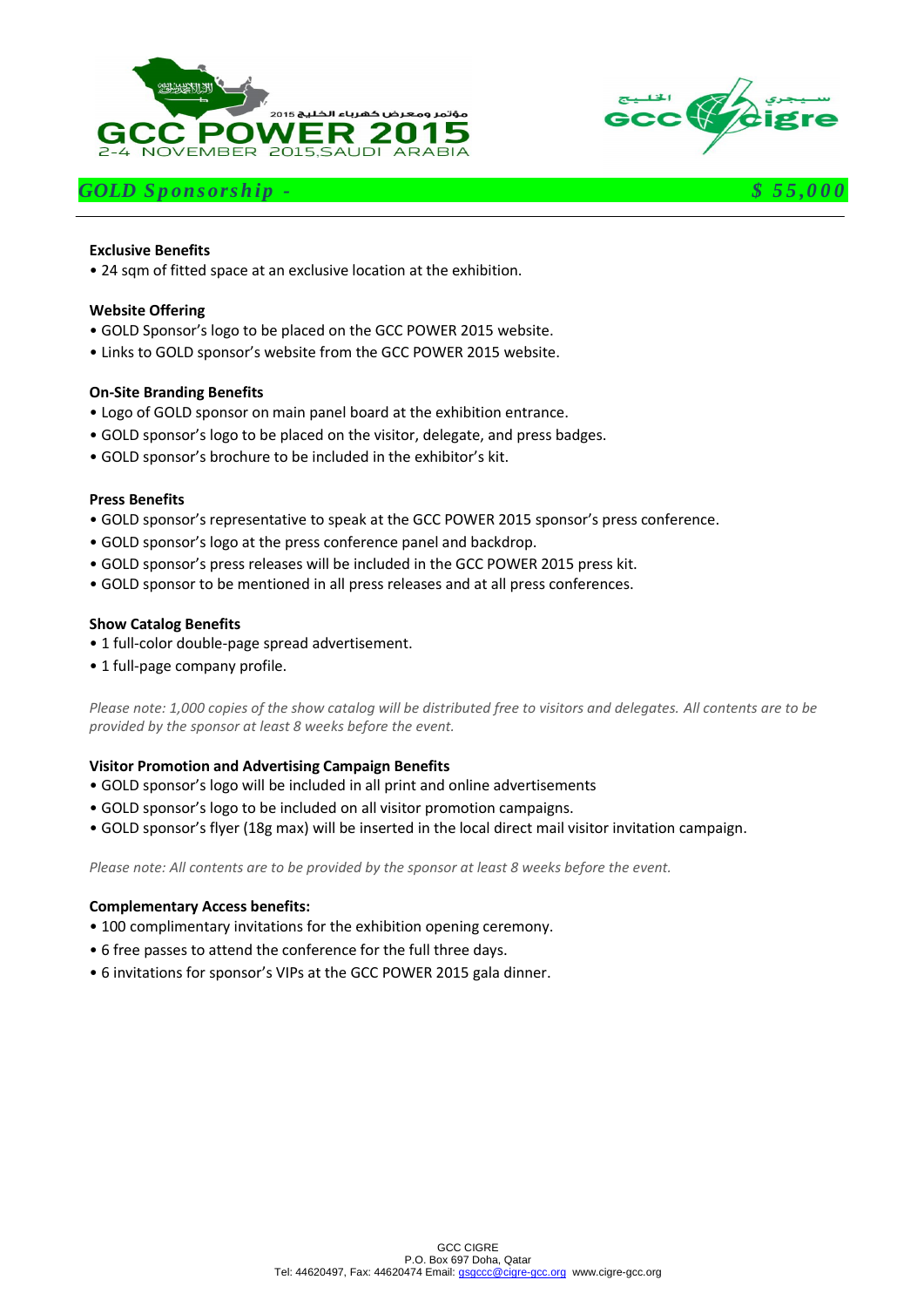## *GOLD Sponsorship - $ 55,000*

**Exclusive Benefits**

- 24 sqm of fitted space at an exclusive location at the exhibition.

**Website Offering**

- GOLD Sponsor's logo to be placed on the GCC POWER 2015 website.
- Links to GOLD sponsor's website from the GCC POWER 2015 website.

**On-Site Branding Benefits**

- Logo of GOLD sponsor on main panel board at the exhibition entrance.
- GOLD sponsor's logo to be placed on the visitor, delegate, and press badges.
- GOLD sponsor's brochure to be included in the exhibitor's kit.

**Press Benefits**

- GOLD sponsor's representative to speak at the GCC POWER 2015 sponsor's press conference.
- GOLD sponsor's logo at the press conference panel and backdrop.
- GOLD sponsor's press releases will be included in the GCC POWER 2015 press kit.
- GOLD sponsor to be mentioned in all press releases and at all press conferences.

**Show Catalog Benefits**

- 1 full-color double-page spread advertisement.
- 1 full-page company profile.

*Please note: 1,000 copies of the show catalog will be distributed free to visitors and delegates. All contents are to be provided by the sponsor at least 8 weeks before the event.*

**Visitor Promotion and Advertising Campaign Benefits**

- GOLD sponsor's logo will be included in all print and online advertisements
- GOLD sponsor's logo to be included on all visitor promotion campaigns.
- GOLD sponsor's flyer (18g max) will be inserted in the local direct mail visitor invitation campaign.

*Please note: All contents are to be provided by the sponsor at least 8 weeks before the event.*

**Complementary Access benefits:**

- 100 complimentary invitations for the exhibition opening ceremony.
- 6 free passes to attend the conference for the full three days.
- 6 invitations for sponsor's VIPs at the GCC POWER 2015 gala dinner.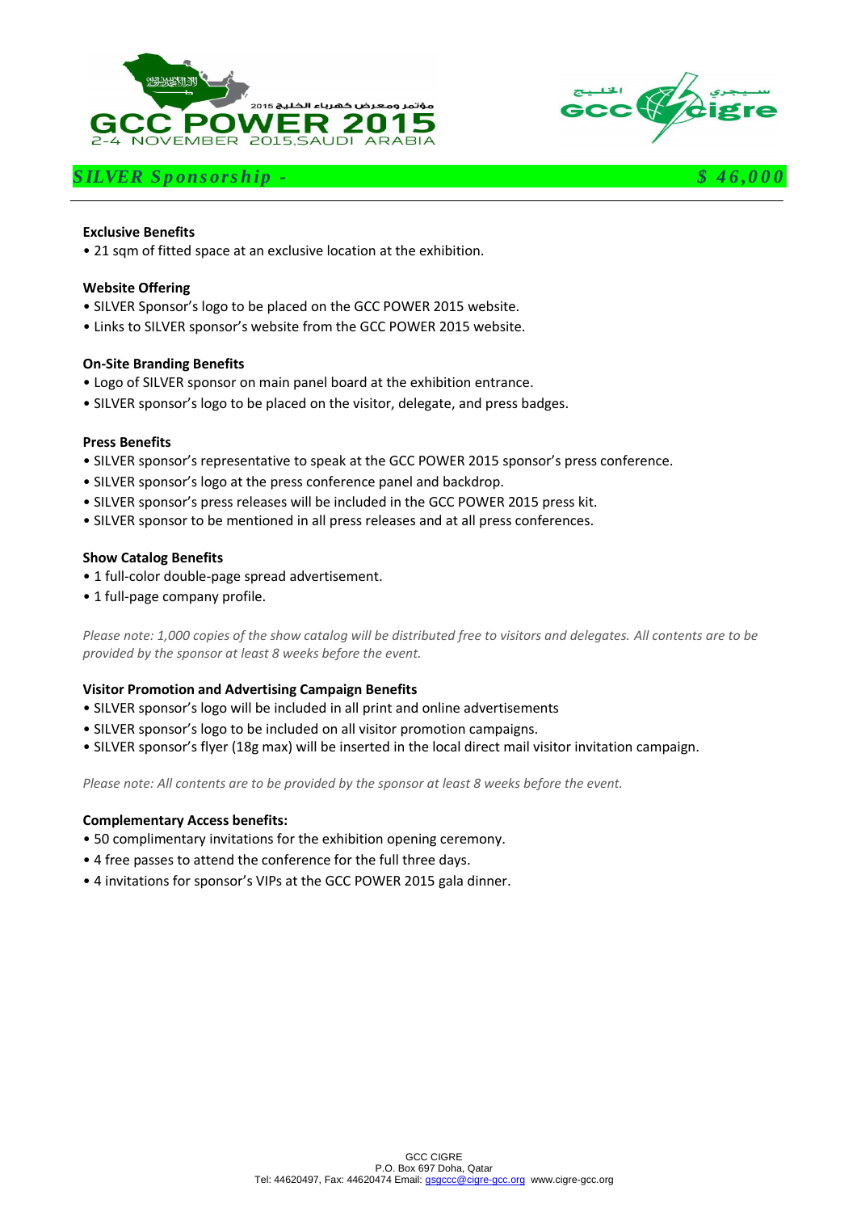## *SILVER Sponsorship - $ 46,000*

**Exclusive Benefits**

- 21 sqm of fitted space at an exclusive location at the exhibition.

**Website Offering**

- SILVER Sponsor's logo to be placed on the GCC POWER 2015 website.
- Links to SILVER sponsor's website from the GCC POWER 2015 website.

**On-Site Branding Benefits**

- Logo of SILVER sponsor on main panel board at the exhibition entrance.
- SILVER sponsor's logo to be placed on the visitor, delegate, and press badges.

**Press Benefits**

- SILVER sponsor's representative to speak at the GCC POWER 2015 sponsor's press conference.
- SILVER sponsor's logo at the press conference panel and backdrop.
- SILVER sponsor's press releases will be included in the GCC POWER 2015 press kit.
- SILVER sponsor to be mentioned in all press releases and at all press conferences.

**Show Catalog Benefits**

- 1 full-color double-page spread advertisement.
- 1 full-page company profile.

*Please note: 1,000 copies of the show catalog will be distributed free to visitors and delegates. All contents are to be provided by the sponsor at least 8 weeks before the event.*

**Visitor Promotion and Advertising Campaign Benefits**

- SILVER sponsor's logo will be included in all print and online advertisements
- SILVER sponsor's logo to be included on all visitor promotion campaigns.
- SILVER sponsor's flyer (18g max) will be inserted in the local direct mail visitor invitation campaign.

*Please note: All contents are to be provided by the sponsor at least 8 weeks before the event.*

**Complementary Access benefits:**

- 50 complimentary invitations for the exhibition opening ceremony.
- 4 free passes to attend the conference for the full three days.
- 4 invitations for sponsor's VIPs at the GCC POWER 2015 gala dinner.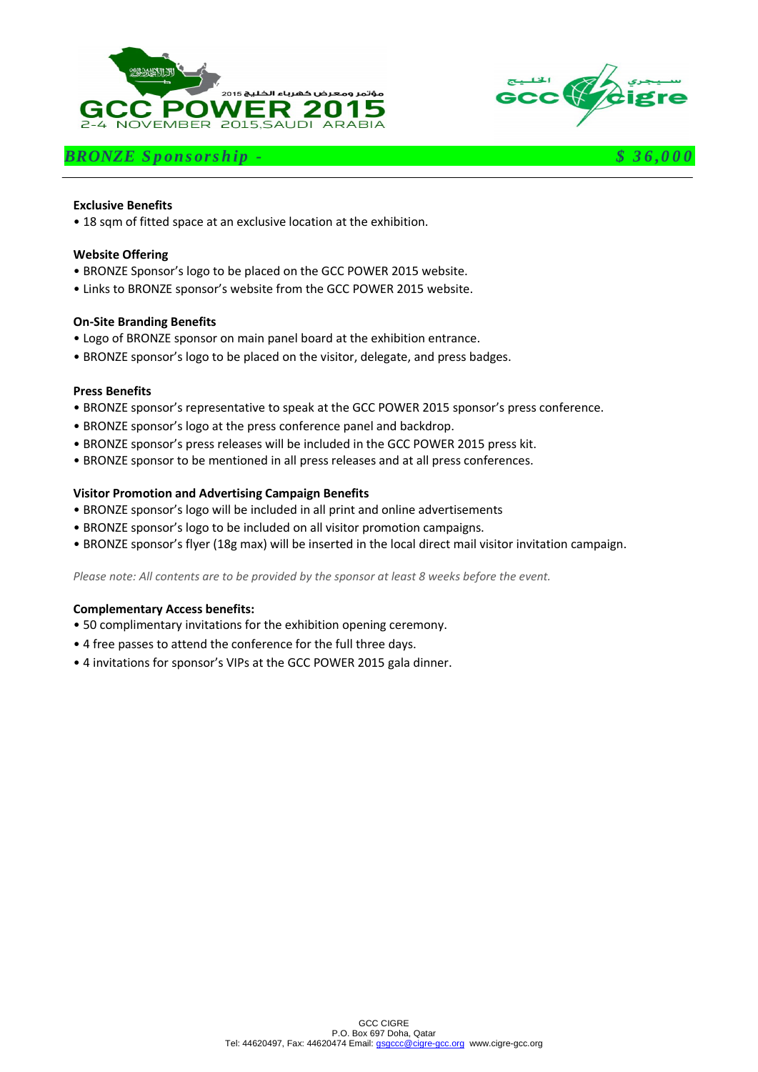## *BRONZE Sponsorship - $ 36,000*

**Exclusive Benefits**

- 18 sqm of fitted space at an exclusive location at the exhibition.

**Website Offering**

- BRONZE Sponsor's logo to be placed on the GCC POWER 2015 website.
- Links to BRONZE sponsor's website from the GCC POWER 2015 website.

**On-Site Branding Benefits**

- Logo of BRONZE sponsor on main panel board at the exhibition entrance.
- BRONZE sponsor's logo to be placed on the visitor, delegate, and press badges.

**Press Benefits**

- BRONZE sponsor's representative to speak at the GCC POWER 2015 sponsor's press conference.
- BRONZE sponsor's logo at the press conference panel and backdrop.
- BRONZE sponsor's press releases will be included in the GCC POWER 2015 press kit.
- BRONZE sponsor to be mentioned in all press releases and at all press conferences.

**Visitor Promotion and Advertising Campaign Benefits**

- BRONZE sponsor's logo will be included in all print and online advertisements
- BRONZE sponsor's logo to be included on all visitor promotion campaigns.
- BRONZE sponsor's flyer (18g max) will be inserted in the local direct mail visitor invitation campaign.

*Please note: All contents are to be provided by the sponsor at least 8 weeks before the event.*

**Complementary Access benefits:**

- 50 complimentary invitations for the exhibition opening ceremony.
- 4 free passes to attend the conference for the full three days.
- 4 invitations for sponsor's VIPs at the GCC POWER 2015 gala dinner.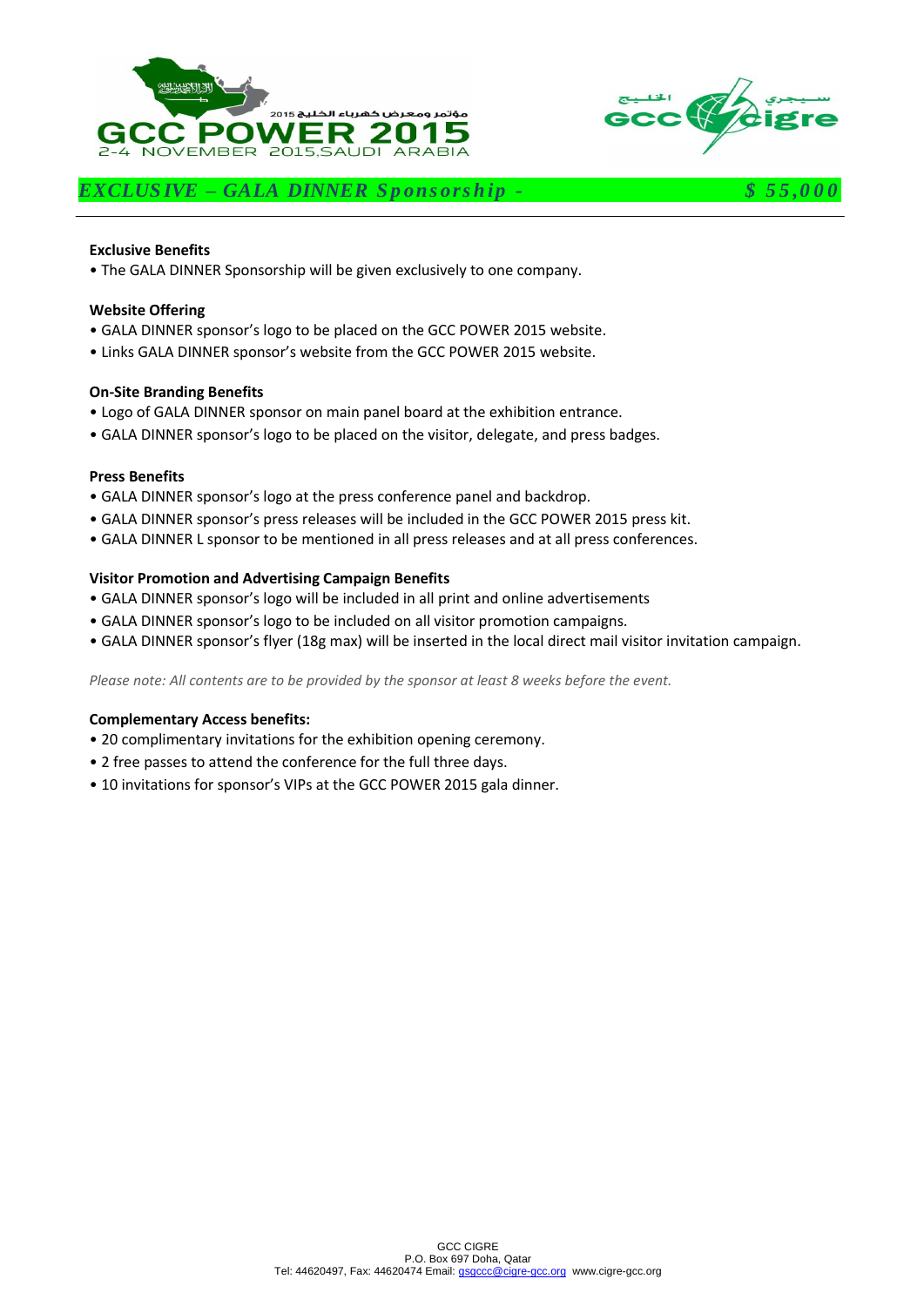## *EXCLUSIVE – GALA DINNER Sponsorship - $ 55,000*

**Exclusive Benefits**

- The GALA DINNER Sponsorship will be given exclusively to one company.

**Website Offering**

- GALA DINNER sponsor's logo to be placed on the GCC POWER 2015 website.
- Links GALA DINNER sponsor's website from the GCC POWER 2015 website.

**On-Site Branding Benefits**

- Logo of GALA DINNER sponsor on main panel board at the exhibition entrance.
- GALA DINNER sponsor's logo to be placed on the visitor, delegate, and press badges.

**Press Benefits**

- GALA DINNER sponsor's logo at the press conference panel and backdrop.
- GALA DINNER sponsor's press releases will be included in the GCC POWER 2015 press kit.
- GALA DINNER L sponsor to be mentioned in all press releases and at all press conferences.

**Visitor Promotion and Advertising Campaign Benefits**

- GALA DINNER sponsor's logo will be included in all print and online advertisements
- GALA DINNER sponsor's logo to be included on all visitor promotion campaigns.
- GALA DINNER sponsor's flyer (18g max) will be inserted in the local direct mail visitor invitation campaign.

*Please note: All contents are to be provided by the sponsor at least 8 weeks before the event.*

**Complementary Access benefits:**

- 20 complimentary invitations for the exhibition opening ceremony.
- 2 free passes to attend the conference for the full three days.
- 10 invitations for sponsor's VIPs at the GCC POWER 2015 gala dinner.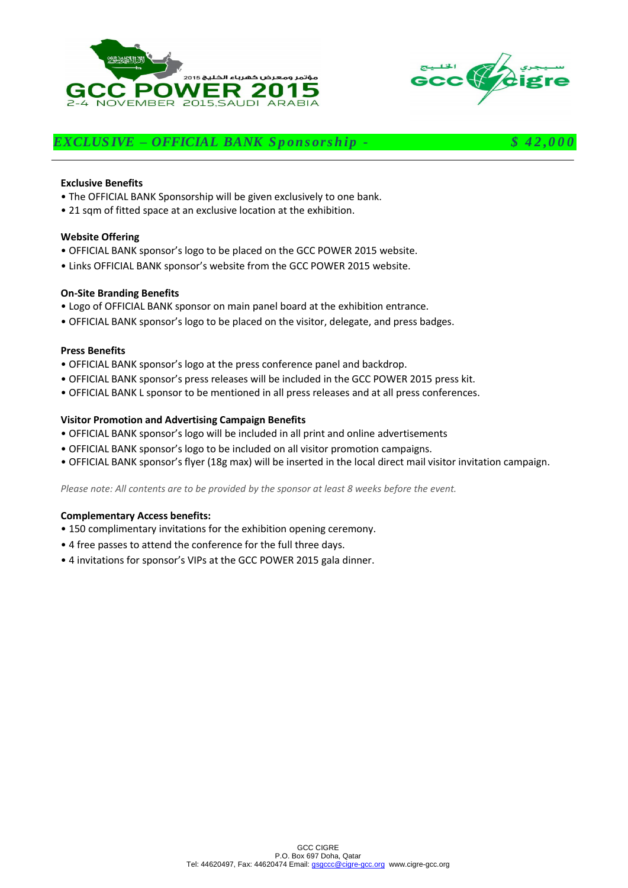## *EXCLUSIVE – OFFICIAL BANK Sponsorship - $ 42,000*

**Exclusive Benefits**

- The OFFICIAL BANK Sponsorship will be given exclusively to one bank.
- 21 sqm of fitted space at an exclusive location at the exhibition.

**Website Offering**

- OFFICIAL BANK sponsor's logo to be placed on the GCC POWER 2015 website.
- Links OFFICIAL BANK sponsor's website from the GCC POWER 2015 website.

**On-Site Branding Benefits**

- Logo of OFFICIAL BANK sponsor on main panel board at the exhibition entrance.
- OFFICIAL BANK sponsor's logo to be placed on the visitor, delegate, and press badges.

**Press Benefits**

- OFFICIAL BANK sponsor's logo at the press conference panel and backdrop.
- OFFICIAL BANK sponsor's press releases will be included in the GCC POWER 2015 press kit.
- OFFICIAL BANK L sponsor to be mentioned in all press releases and at all press conferences.

**Visitor Promotion and Advertising Campaign Benefits**

- OFFICIAL BANK sponsor's logo will be included in all print and online advertisements
- OFFICIAL BANK sponsor's logo to be included on all visitor promotion campaigns.
- OFFICIAL BANK sponsor's flyer (18g max) will be inserted in the local direct mail visitor invitation campaign.

*Please note: All contents are to be provided by the sponsor at least 8 weeks before the event.*

**Complementary Access benefits:**

- 150 complimentary invitations for the exhibition opening ceremony.
- 4 free passes to attend the conference for the full three days.
- 4 invitations for sponsor's VIPs at the GCC POWER 2015 gala dinner.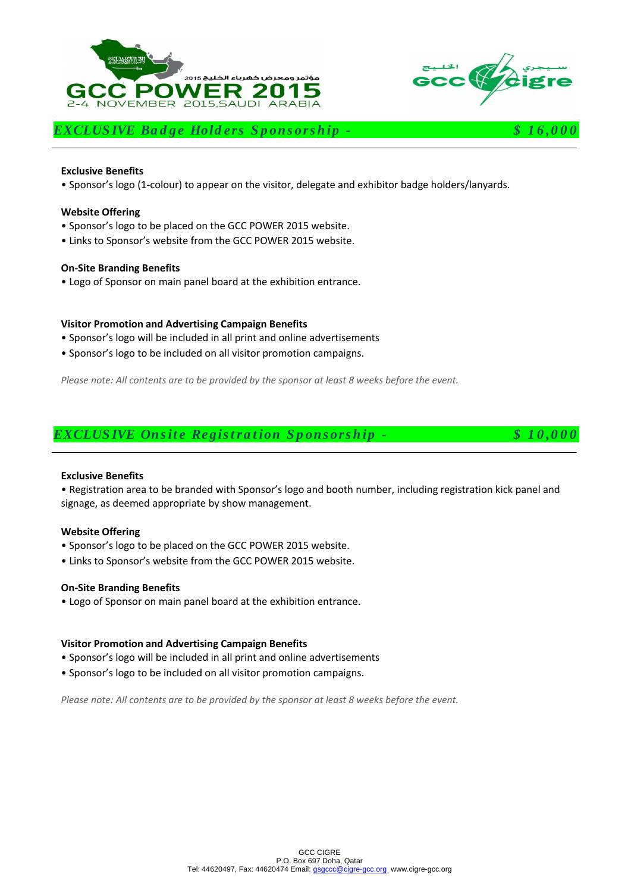## *EXCLUSIVE Badge Holders Sponsorship - $ 16,000*

**Exclusive Benefits**

- Sponsor's logo (1-colour) to appear on the visitor, delegate and exhibitor badge holders/lanyards.

**Website Offering**

- Sponsor's logo to be placed on the GCC POWER 2015 website.
- Links to Sponsor's website from the GCC POWER 2015 website.

**On-Site Branding Benefits**

- Logo of Sponsor on main panel board at the exhibition entrance.

**Visitor Promotion and Advertising Campaign Benefits**

- Sponsor's logo will be included in all print and online advertisements
- Sponsor's logo to be included on all visitor promotion campaigns.

*Please note: All contents are to be provided by the sponsor at least 8 weeks before the event.*

## *EXCLUSIVE Onsite Registration Sponsorship - $ 10,000*

**Exclusive Benefits**

- Registration area to be branded with Sponsor's logo and booth number, including registration kick panel and signage, as deemed appropriate by show management.

**Website Offering**

- Sponsor's logo to be placed on the GCC POWER 2015 website.
- Links to Sponsor's website from the GCC POWER 2015 website.

**On-Site Branding Benefits**

- Logo of Sponsor on main panel board at the exhibition entrance.

**Visitor Promotion and Advertising Campaign Benefits**

- Sponsor's logo will be included in all print and online advertisements
- Sponsor's logo to be included on all visitor promotion campaigns.

*Please note: All contents are to be provided by the sponsor at least 8 weeks before the event.*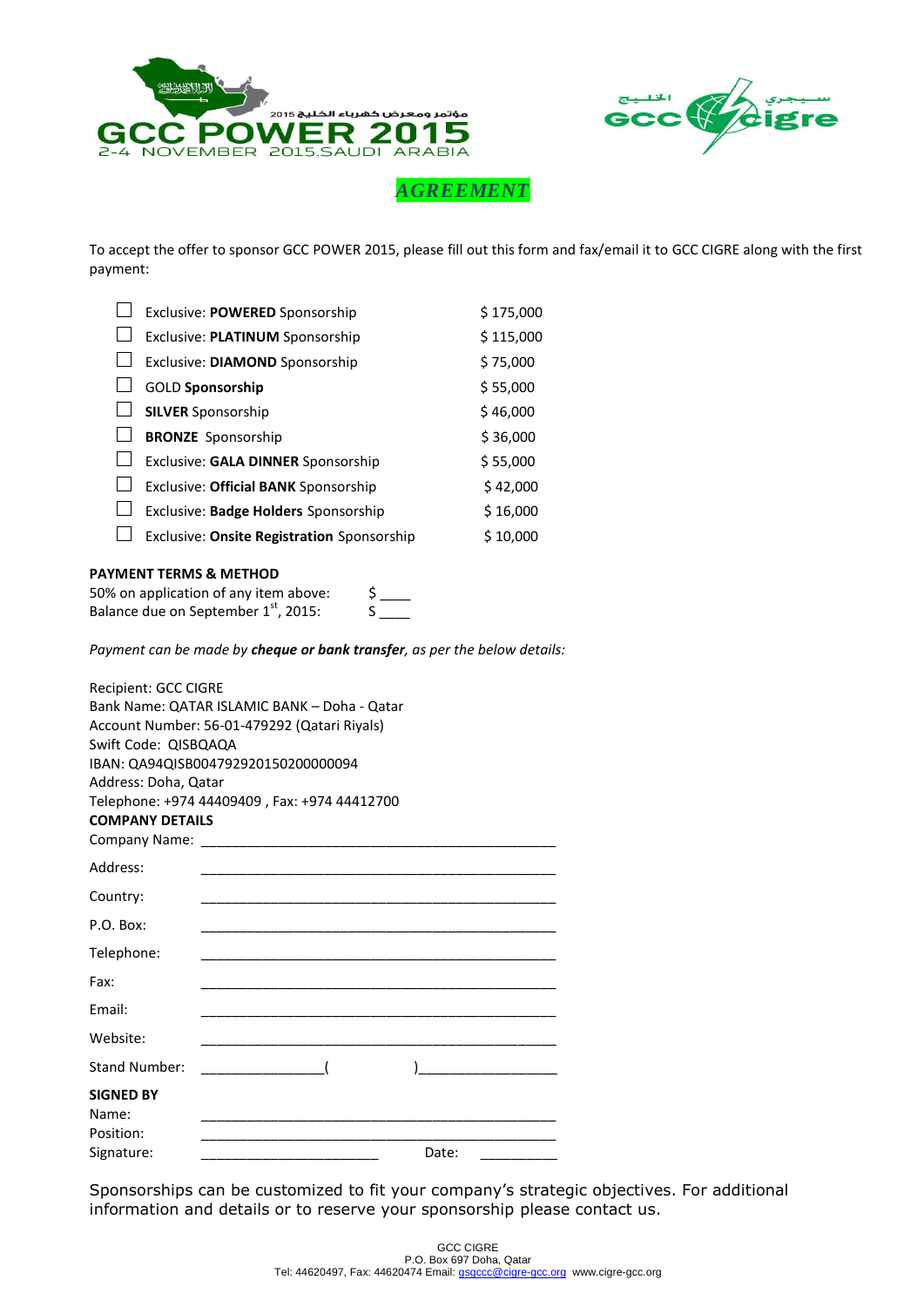GCC POWER 2015

2015 مؤتمر ومعرض كهرباء الخليج

2-4 NOVEMBER 2015,SAUDI ARABIA

سيجري الخليج GCC cigre

# *AGREEMENT*

To accept the offer to sponsor GCC POWER 2015, please fill out this form and fax/email it to GCC CIGRE along with the first payment:

| | | |
|---|---|---|
| ☐ | Exclusive: **POWERED** Sponsorship | $ 175,000 |
| ☐ | Exclusive: **PLATINUM** Sponsorship | $ 115,000 |
| ☐ | Exclusive: **DIAMOND** Sponsorship | $ 75,000 |
| ☐ | GOLD **Sponsorship** | $ 55,000 |
| ☐ | **SILVER** Sponsorship | $ 46,000 |
| ☐ | **BRONZE** Sponsorship | $ 36,000 |
| ☐ | Exclusive: **GALA DINNER** Sponsorship | $ 55,000 |
| ☐ | Exclusive: **Official BANK** Sponsorship | $ 42,000 |
| ☐ | Exclusive: **Badge Holders** Sponsorship | $ 16,000 |
| ☐ | Exclusive: **Onsite Registration** Sponsorship | $ 10,000 |

**PAYMENT TERMS & METHOD**

50% on application of any item above: $ ____

Balance due on September 1st, 2015: $ ____

*Payment can be made by **cheque or bank transfer**, as per the below details:*

Recipient: GCC CIGRE
Bank Name: QATAR ISLAMIC BANK – Doha - Qatar
Account Number: 56-01-479292 (Qatari Riyals)
Swift Code: QISBQAQA
IBAN: QA94QISB004792920150200000094
Address: Doha, Qatar
Telephone: +974 44409409 , Fax: +974 44412700

**COMPANY DETAILS**

Company Name: ______________________________________________

Address: ______________________________________________

Country: ______________________________________________

P.O. Box: ______________________________________________

Telephone: ______________________________________________

Fax: ______________________________________________

Email: ______________________________________________

Website: ______________________________________________

Stand Number: _______________( )_________________

**SIGNED BY**

Name: ______________________________________________

Position: ______________________________________________

Signature: ______________________ Date: __________

Sponsorships can be customized to fit your company's strategic objectives. For additional information and details or to reserve your sponsorship please contact us.

GCC CIGRE
P.O. Box 697 Doha, Qatar
Tel: 44620497, Fax: 44620474 Email: gsgccc@cigre-gcc.org www.cigre-gcc.org